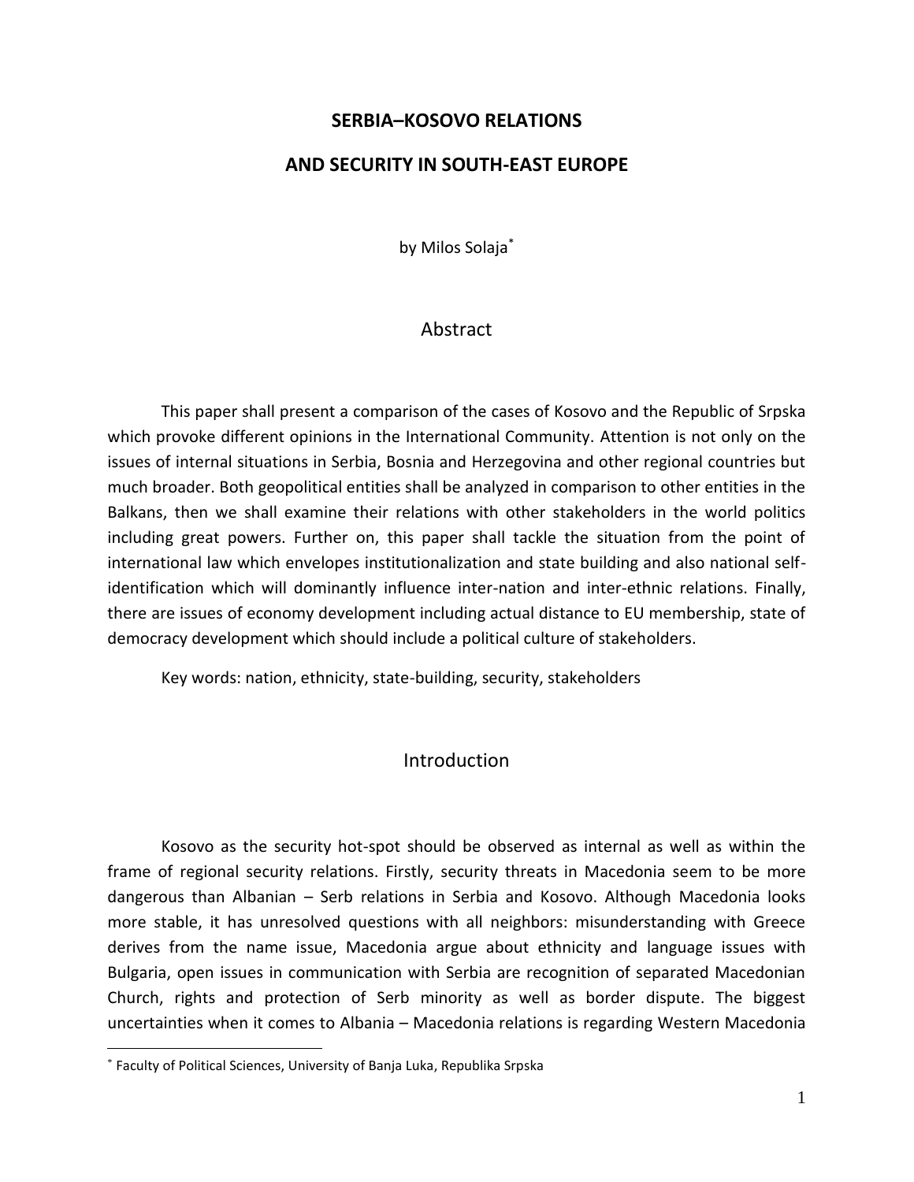# SERBIA–KOSOVO RELATIONS

# AND SECURITY IN SOUTH-EAST EUROPE

by Milos Solaja[*]

## Abstract

This paper shall present a comparison of the cases of Kosovo and the Republic of Srpska which provoke different opinions in the International Community. Attention is not only on the issues of internal situations in Serbia, Bosnia and Herzegovina and other regional countries but much broader. Both geopolitical entities shall be analyzed in comparison to other entities in the Balkans, then we shall examine their relations with other stakeholders in the world politics including great powers. Further on, this paper shall tackle the situation from the point of international law which envelopes institutionalization and state building and also national self-identification which will dominantly influence inter-nation and inter-ethnic relations. Finally, there are issues of economy development including actual distance to EU membership, state of democracy development which should include a political culture of stakeholders.

Key words: nation, ethnicity, state-building, security, stakeholders

## Introduction

Kosovo as the security hot-spot should be observed as internal as well as within the frame of regional security relations. Firstly, security threats in Macedonia seem to be more dangerous than Albanian – Serb relations in Serbia and Kosovo. Although Macedonia looks more stable, it has unresolved questions with all neighbors: misunderstanding with Greece derives from the name issue, Macedonia argue about ethnicity and language issues with Bulgaria, open issues in communication with Serbia are recognition of separated Macedonian Church, rights and protection of Serb minority as well as border dispute. The biggest uncertainties when it comes to Albania – Macedonia relations is regarding Western Macedonia

[*] Faculty of Political Sciences, University of Banja Luka, Republika Srpska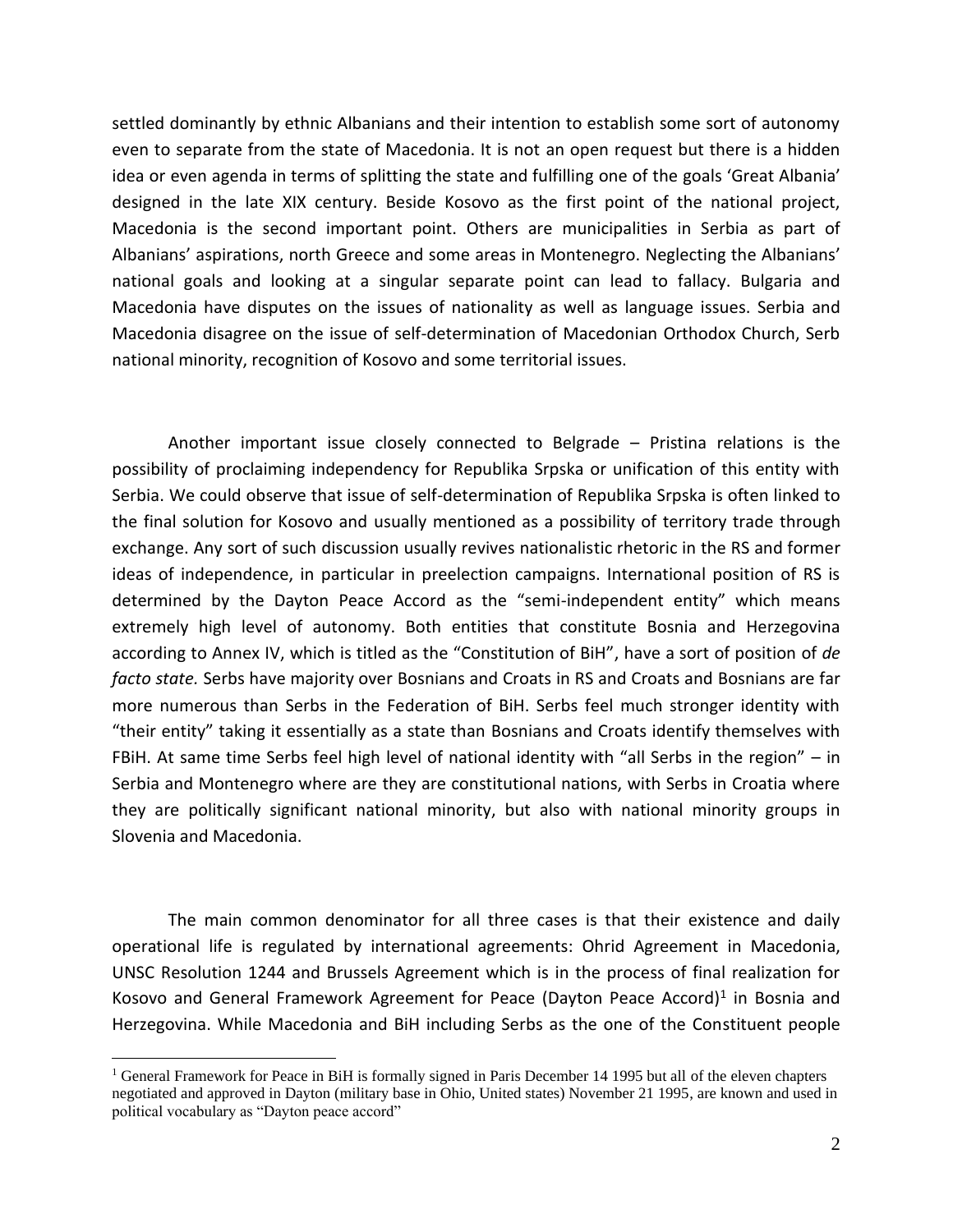settled dominantly by ethnic Albanians and their intention to establish some sort of autonomy even to separate from the state of Macedonia. It is not an open request but there is a hidden idea or even agenda in terms of splitting the state and fulfilling one of the goals 'Great Albania' designed in the late XIX century. Beside Kosovo as the first point of the national project, Macedonia is the second important point. Others are municipalities in Serbia as part of Albanians' aspirations, north Greece and some areas in Montenegro. Neglecting the Albanians' national goals and looking at a singular separate point can lead to fallacy. Bulgaria and Macedonia have disputes on the issues of nationality as well as language issues. Serbia and Macedonia disagree on the issue of self-determination of Macedonian Orthodox Church, Serb national minority, recognition of Kosovo and some territorial issues.

Another important issue closely connected to Belgrade – Pristina relations is the possibility of proclaiming independency for Republika Srpska or unification of this entity with Serbia. We could observe that issue of self-determination of Republika Srpska is often linked to the final solution for Kosovo and usually mentioned as a possibility of territory trade through exchange. Any sort of such discussion usually revives nationalistic rhetoric in the RS and former ideas of independence, in particular in preelection campaigns. International position of RS is determined by the Dayton Peace Accord as the "semi-independent entity" which means extremely high level of autonomy. Both entities that constitute Bosnia and Herzegovina according to Annex IV, which is titled as the "Constitution of BiH", have a sort of position of *de facto state.* Serbs have majority over Bosnians and Croats in RS and Croats and Bosnians are far more numerous than Serbs in the Federation of BiH. Serbs feel much stronger identity with "their entity" taking it essentially as a state than Bosnians and Croats identify themselves with FBiH. At same time Serbs feel high level of national identity with "all Serbs in the region" – in Serbia and Montenegro where are they are constitutional nations, with Serbs in Croatia where they are politically significant national minority, but also with national minority groups in Slovenia and Macedonia.

The main common denominator for all three cases is that their existence and daily operational life is regulated by international agreements: Ohrid Agreement in Macedonia, UNSC Resolution 1244 and Brussels Agreement which is in the process of final realization for Kosovo and General Framework Agreement for Peace (Dayton Peace Accord)[1] in Bosnia and Herzegovina. While Macedonia and BiH including Serbs as the one of the Constituent people

[1] General Framework for Peace in BiH is formally signed in Paris December 14 1995 but all of the eleven chapters negotiated and approved in Dayton (military base in Ohio, United states) November 21 1995, are known and used in political vocabulary as "Dayton peace accord"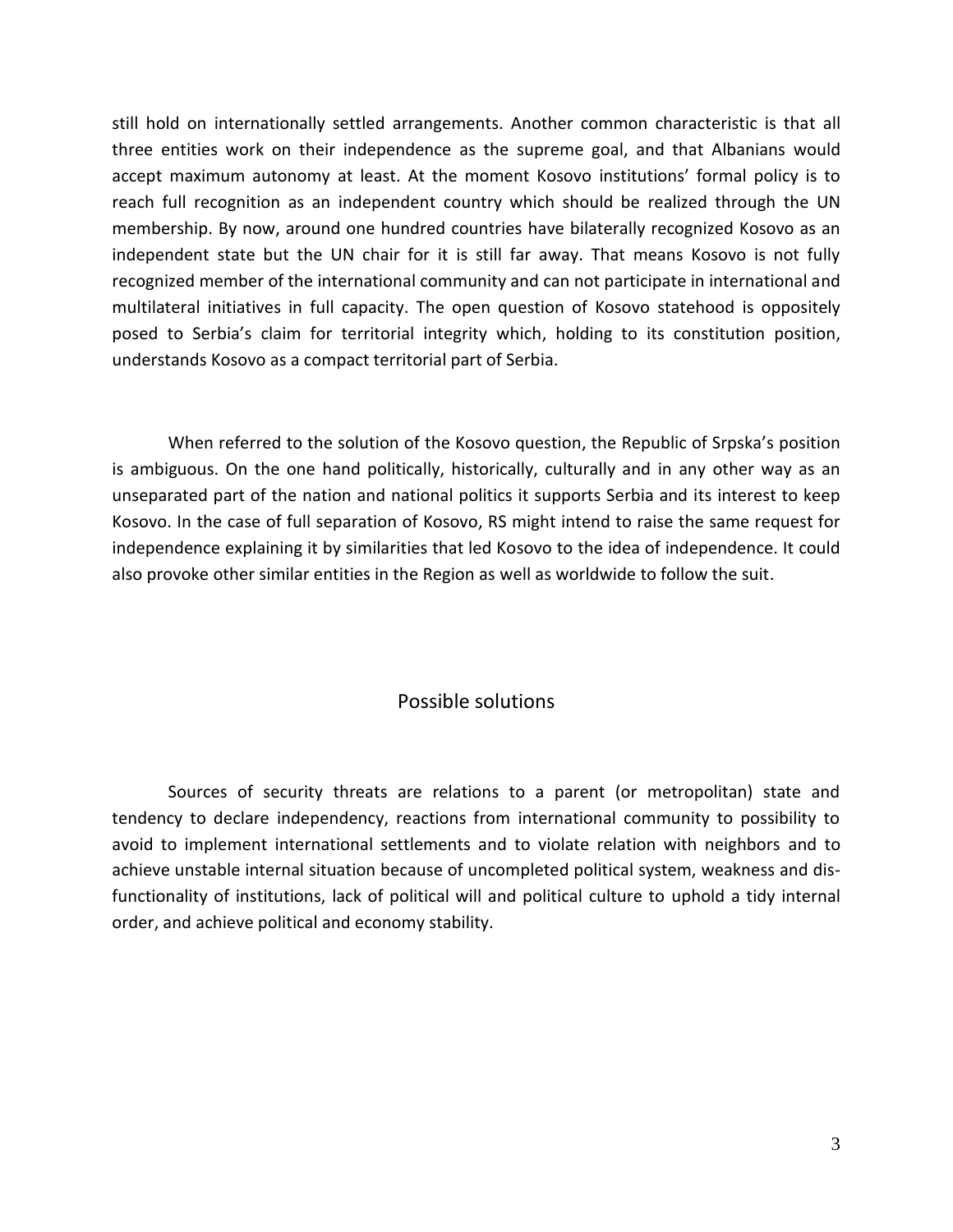still hold on internationally settled arrangements. Another common characteristic is that all three entities work on their independence as the supreme goal, and that Albanians would accept maximum autonomy at least. At the moment Kosovo institutions' formal policy is to reach full recognition as an independent country which should be realized through the UN membership. By now, around one hundred countries have bilaterally recognized Kosovo as an independent state but the UN chair for it is still far away. That means Kosovo is not fully recognized member of the international community and can not participate in international and multilateral initiatives in full capacity. The open question of Kosovo statehood is oppositely posed to Serbia's claim for territorial integrity which, holding to its constitution position, understands Kosovo as a compact territorial part of Serbia.

When referred to the solution of the Kosovo question, the Republic of Srpska's position is ambiguous. On the one hand politically, historically, culturally and in any other way as an unseparated part of the nation and national politics it supports Serbia and its interest to keep Kosovo. In the case of full separation of Kosovo, RS might intend to raise the same request for independence explaining it by similarities that led Kosovo to the idea of independence. It could also provoke other similar entities in the Region as well as worldwide to follow the suit.

## Possible solutions

Sources of security threats are relations to a parent (or metropolitan) state and tendency to declare independency, reactions from international community to possibility to avoid to implement international settlements and to violate relation with neighbors and to achieve unstable internal situation because of uncompleted political system, weakness and dis-functionality of institutions, lack of political will and political culture to uphold a tidy internal order, and achieve political and economy stability.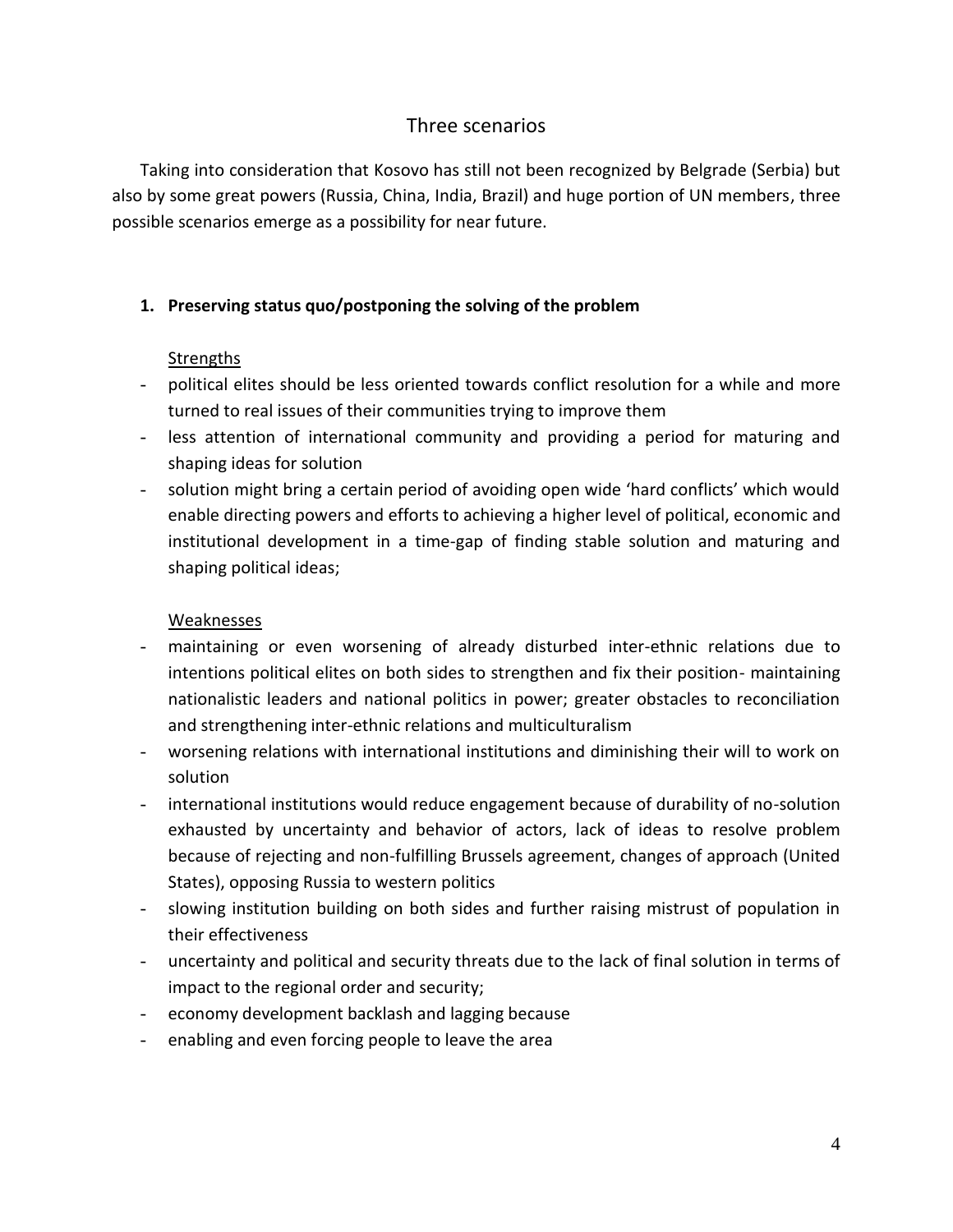## Three scenarios

Taking into consideration that Kosovo has still not been recognized by Belgrade (Serbia) but also by some great powers (Russia, China, India, Brazil) and huge portion of UN members, three possible scenarios emerge as a possibility for near future.

1. **Preserving status quo/postponing the solving of the problem**

   Strengths

   - political elites should be less oriented towards conflict resolution for a while and more turned to real issues of their communities trying to improve them
   - less attention of international community and providing a period for maturing and shaping ideas for solution
   - solution might bring a certain period of avoiding open wide 'hard conflicts' which would enable directing powers and efforts to achieving a higher level of political, economic and institutional development in a time-gap of finding stable solution and maturing and shaping political ideas;

   Weaknesses

   - maintaining or even worsening of already disturbed inter-ethnic relations due to intentions political elites on both sides to strengthen and fix their position- maintaining nationalistic leaders and national politics in power; greater obstacles to reconciliation and strengthening inter-ethnic relations and multiculturalism
   - worsening relations with international institutions and diminishing their will to work on solution
   - international institutions would reduce engagement because of durability of no-solution exhausted by uncertainty and behavior of actors, lack of ideas to resolve problem because of rejecting and non-fulfilling Brussels agreement, changes of approach (United States), opposing Russia to western politics
   - slowing institution building on both sides and further raising mistrust of population in their effectiveness
   - uncertainty and political and security threats due to the lack of final solution in terms of impact to the regional order and security;
   - economy development backlash and lagging because
   - enabling and even forcing people to leave the area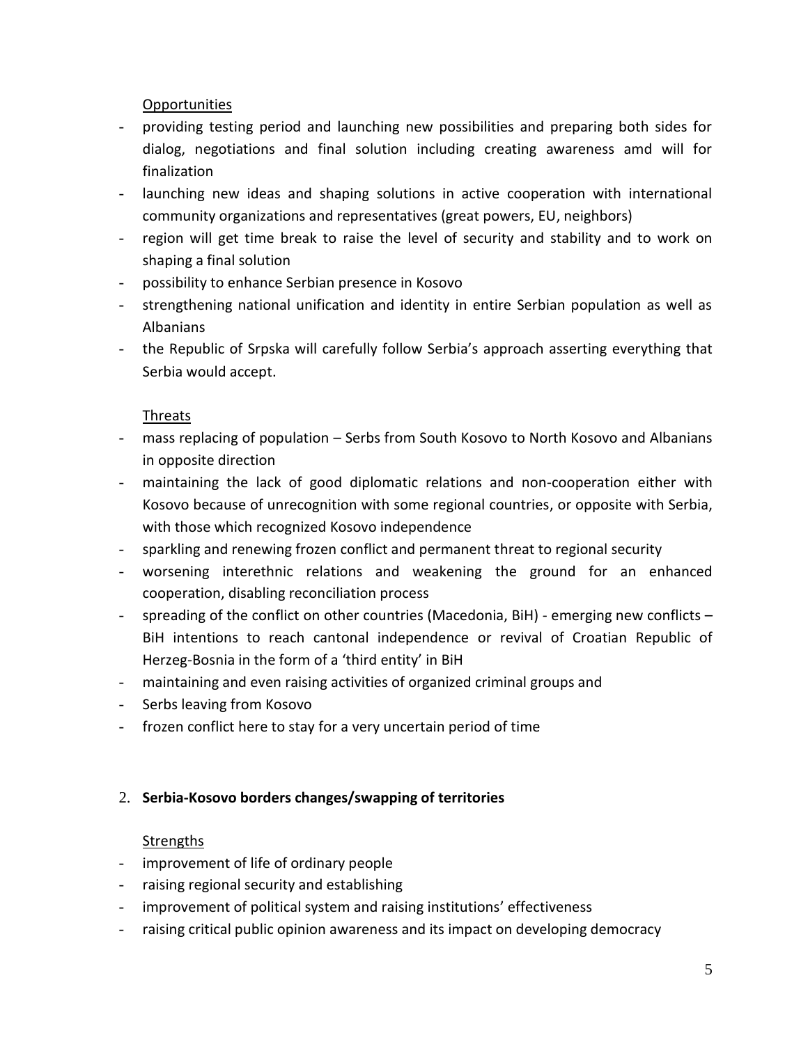Opportunities

- providing testing period and launching new possibilities and preparing both sides for dialog, negotiations and final solution including creating awareness amd will for finalization
- launching new ideas and shaping solutions in active cooperation with international community organizations and representatives (great powers, EU, neighbors)
- region will get time break to raise the level of security and stability and to work on shaping a final solution
- possibility to enhance Serbian presence in Kosovo
- strengthening national unification and identity in entire Serbian population as well as Albanians
- the Republic of Srpska will carefully follow Serbia's approach asserting everything that Serbia would accept.

Threats

- mass replacing of population – Serbs from South Kosovo to North Kosovo and Albanians in opposite direction
- maintaining the lack of good diplomatic relations and non-cooperation either with Kosovo because of unrecognition with some regional countries, or opposite with Serbia, with those which recognized Kosovo independence
- sparkling and renewing frozen conflict and permanent threat to regional security
- worsening interethnic relations and weakening the ground for an enhanced cooperation, disabling reconciliation process
- spreading of the conflict on other countries (Macedonia, BiH) - emerging new conflicts – BiH intentions to reach cantonal independence or revival of Croatian Republic of Herzeg-Bosnia in the form of a 'third entity' in BiH
- maintaining and even raising activities of organized criminal groups and
- Serbs leaving from Kosovo
- frozen conflict here to stay for a very uncertain period of time

2. **Serbia-Kosovo borders changes/swapping of territories**

Strengths

- improvement of life of ordinary people
- raising regional security and establishing
- improvement of political system and raising institutions' effectiveness
- raising critical public opinion awareness and its impact on developing democracy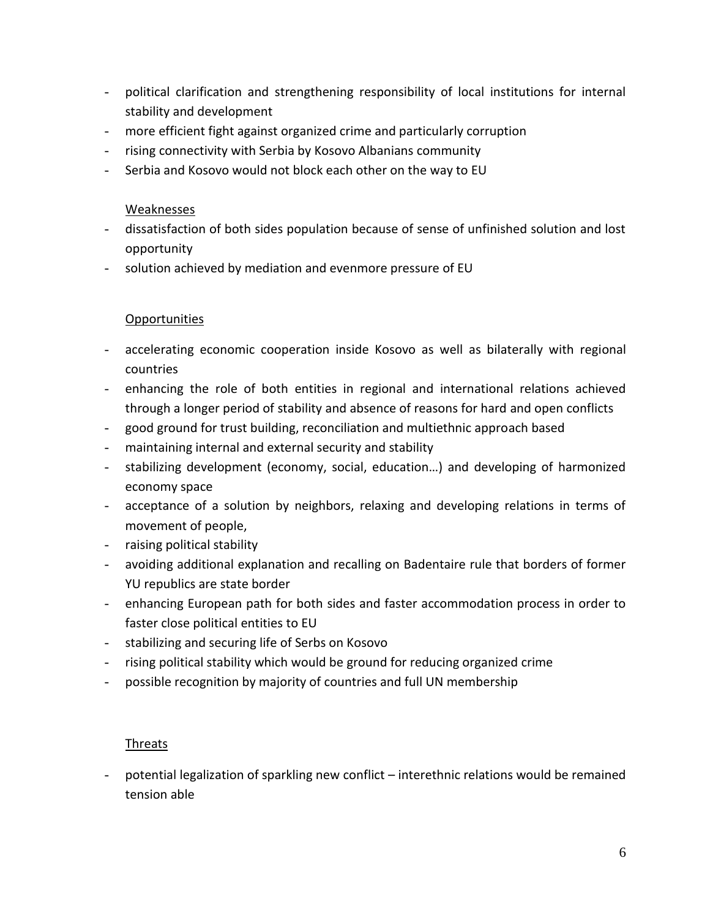- political clarification and strengthening responsibility of local institutions for internal stability and development
- more efficient fight against organized crime and particularly corruption
- rising connectivity with Serbia by Kosovo Albanians community
- Serbia and Kosovo would not block each other on the way to EU

Weaknesses

- dissatisfaction of both sides population because of sense of unfinished solution and lost opportunity
- solution achieved by mediation and evenmore pressure of EU

Opportunities

- accelerating economic cooperation inside Kosovo as well as bilaterally with regional countries
- enhancing the role of both entities in regional and international relations achieved through a longer period of stability and absence of reasons for hard and open conflicts
- good ground for trust building, reconciliation and multiethnic approach based
- maintaining internal and external security and stability
- stabilizing development (economy, social, education…) and developing of harmonized economy space
- acceptance of a solution by neighbors, relaxing and developing relations in terms of movement of people,
- raising political stability
- avoiding additional explanation and recalling on Badentaire rule that borders of former YU republics are state border
- enhancing European path for both sides and faster accommodation process in order to faster close political entities to EU
- stabilizing and securing life of Serbs on Kosovo
- rising political stability which would be ground for reducing organized crime
- possible recognition by majority of countries and full UN membership

Threats

- potential legalization of sparkling new conflict – interethnic relations would be remained tension able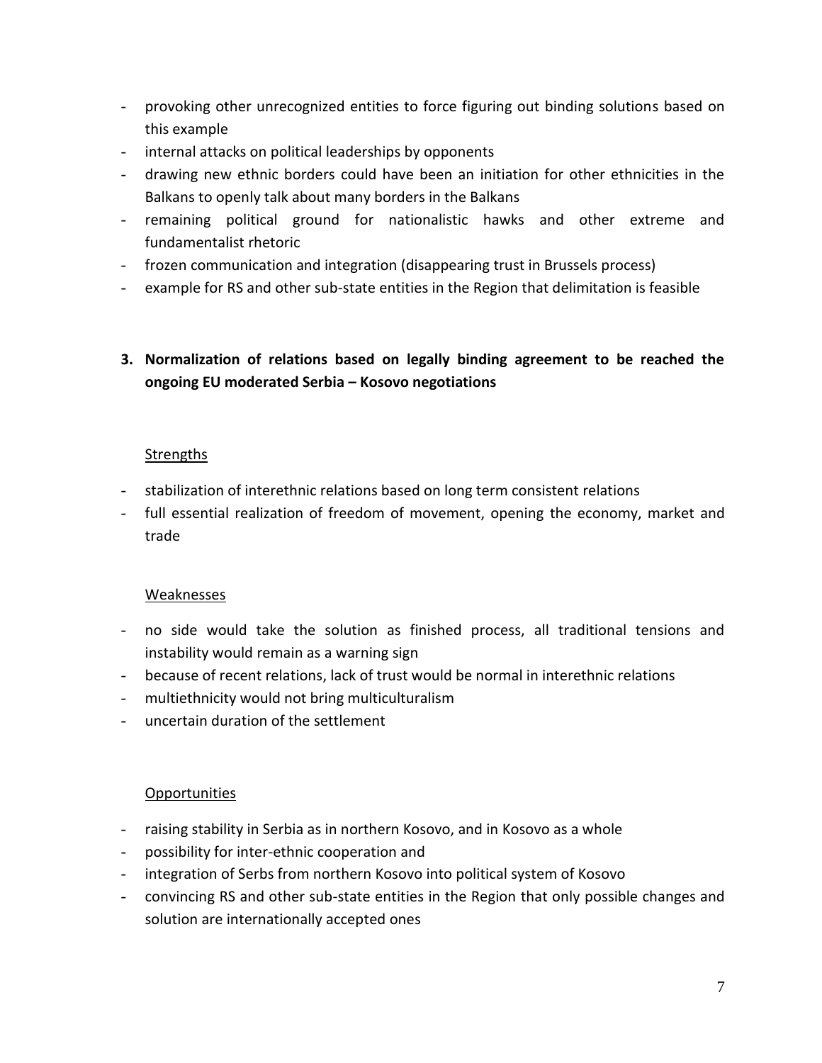- provoking other unrecognized entities to force figuring out binding solutions based on this example
- internal attacks on political leaderships by opponents
- drawing new ethnic borders could have been an initiation for other ethnicities in the Balkans to openly talk about many borders in the Balkans
- remaining political ground for nationalistic hawks and other extreme and fundamentalist rhetoric
- frozen communication and integration (disappearing trust in Brussels process)
- example for RS and other sub-state entities in the Region that delimitation is feasible

**3. Normalization of relations based on legally binding agreement to be reached the ongoing EU moderated Serbia – Kosovo negotiations**

<u>Strengths</u>

- stabilization of interethnic relations based on long term consistent relations
- full essential realization of freedom of movement, opening the economy, market and trade

<u>Weaknesses</u>

- no side would take the solution as finished process, all traditional tensions and instability would remain as a warning sign
- because of recent relations, lack of trust would be normal in interethnic relations
- multiethnicity would not bring multiculturalism
- uncertain duration of the settlement

<u>Opportunities</u>

- raising stability in Serbia as in northern Kosovo, and in Kosovo as a whole
- possibility for inter-ethnic cooperation and
- integration of Serbs from northern Kosovo into political system of Kosovo
- convincing RS and other sub-state entities in the Region that only possible changes and solution are internationally accepted ones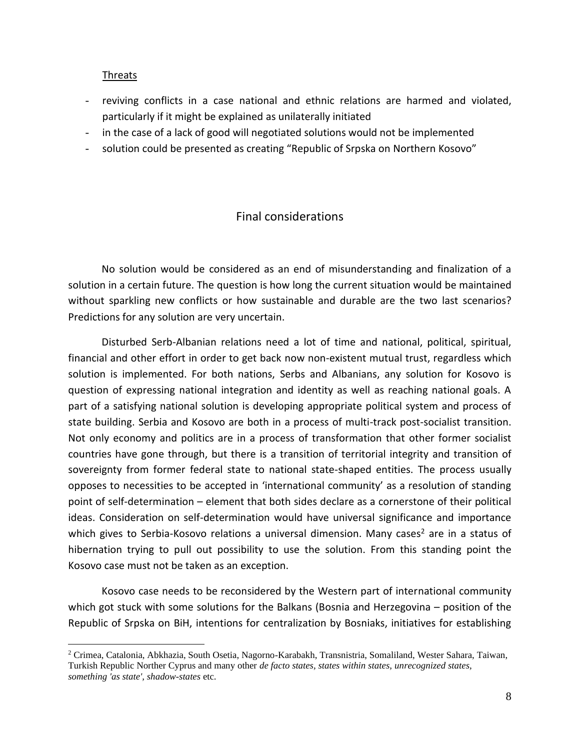Threats

- reviving conflicts in a case national and ethnic relations are harmed and violated, particularly if it might be explained as unilaterally initiated
- in the case of a lack of good will negotiated solutions would not be implemented
- solution could be presented as creating "Republic of Srpska on Northern Kosovo"

## Final considerations

No solution would be considered as an end of misunderstanding and finalization of a solution in a certain future. The question is how long the current situation would be maintained without sparkling new conflicts or how sustainable and durable are the two last scenarios? Predictions for any solution are very uncertain.

Disturbed Serb-Albanian relations need a lot of time and national, political, spiritual, financial and other effort in order to get back now non-existent mutual trust, regardless which solution is implemented. For both nations, Serbs and Albanians, any solution for Kosovo is question of expressing national integration and identity as well as reaching national goals. A part of a satisfying national solution is developing appropriate political system and process of state building. Serbia and Kosovo are both in a process of multi-track post-socialist transition. Not only economy and politics are in a process of transformation that other former socialist countries have gone through, but there is a transition of territorial integrity and transition of sovereignty from former federal state to national state-shaped entities. The process usually opposes to necessities to be accepted in 'international community' as a resolution of standing point of self-determination – element that both sides declare as a cornerstone of their political ideas. Consideration on self-determination would have universal significance and importance which gives to Serbia-Kosovo relations a universal dimension. Many cases[2] are in a status of hibernation trying to pull out possibility to use the solution. From this standing point the Kosovo case must not be taken as an exception.

Kosovo case needs to be reconsidered by the Western part of international community which got stuck with some solutions for the Balkans (Bosnia and Herzegovina – position of the Republic of Srpska on BiH, intentions for centralization by Bosniaks, initiatives for establishing

[2] Crimea, Catalonia, Abkhazia, South Osetia, Nagorno-Karabakh, Transnistria, Somaliland, Wester Sahara, Taiwan, Turkish Republic Norther Cyprus and many other *de facto states, states within states, unrecognized states, something 'as state', shadow-states* etc.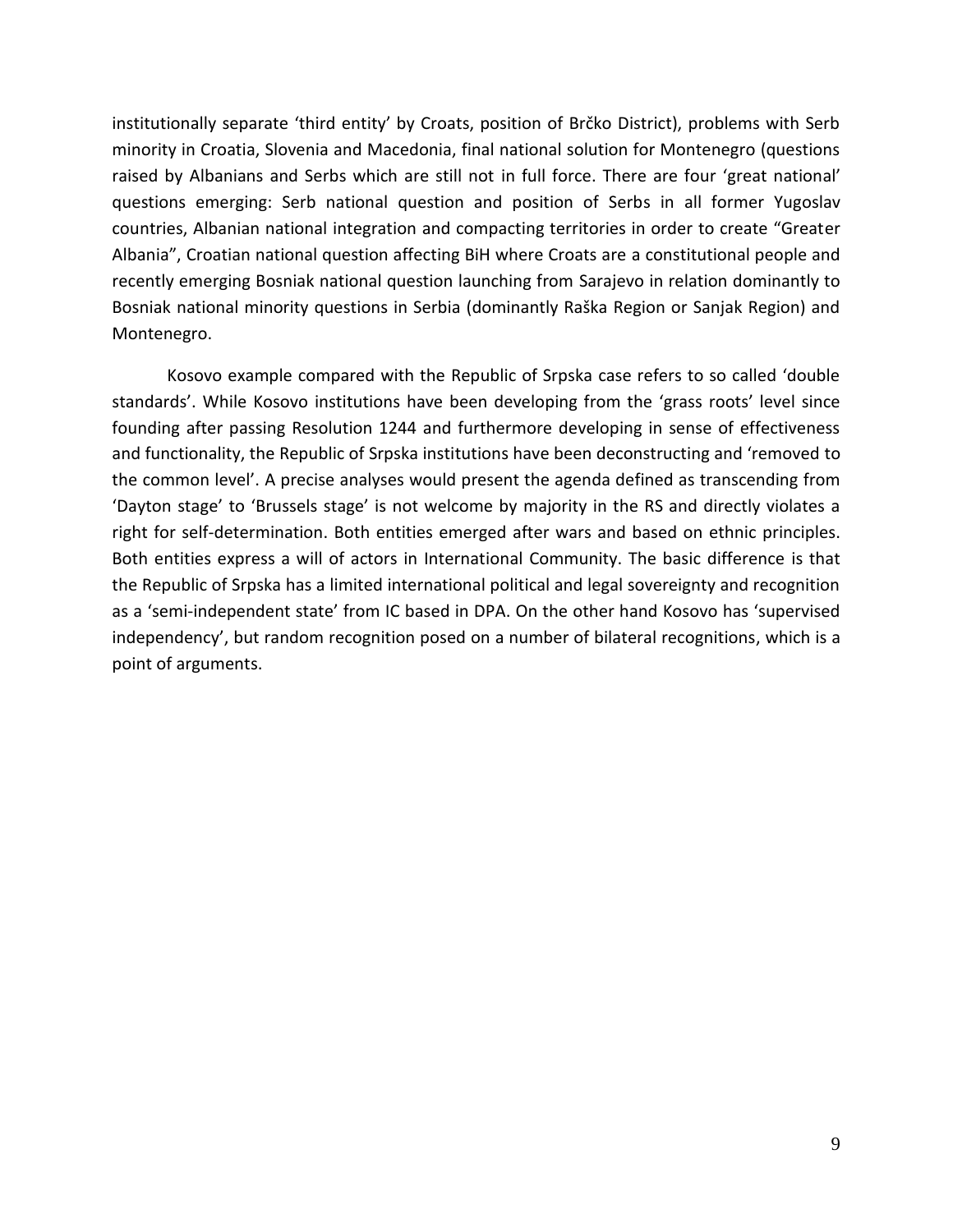institutionally separate 'third entity' by Croats, position of Brčko District), problems with Serb minority in Croatia, Slovenia and Macedonia, final national solution for Montenegro (questions raised by Albanians and Serbs which are still not in full force. There are four 'great national' questions emerging: Serb national question and position of Serbs in all former Yugoslav countries, Albanian national integration and compacting territories in order to create "Greater Albania", Croatian national question affecting BiH where Croats are a constitutional people and recently emerging Bosniak national question launching from Sarajevo in relation dominantly to Bosniak national minority questions in Serbia (dominantly Raška Region or Sanjak Region) and Montenegro.

Kosovo example compared with the Republic of Srpska case refers to so called 'double standards'. While Kosovo institutions have been developing from the 'grass roots' level since founding after passing Resolution 1244 and furthermore developing in sense of effectiveness and functionality, the Republic of Srpska institutions have been deconstructing and 'removed to the common level'. A precise analyses would present the agenda defined as transcending from 'Dayton stage' to 'Brussels stage' is not welcome by majority in the RS and directly violates a right for self-determination. Both entities emerged after wars and based on ethnic principles. Both entities express a will of actors in International Community. The basic difference is that the Republic of Srpska has a limited international political and legal sovereignty and recognition as a 'semi-independent state' from IC based in DPA. On the other hand Kosovo has 'supervised independency', but random recognition posed on a number of bilateral recognitions, which is a point of arguments.